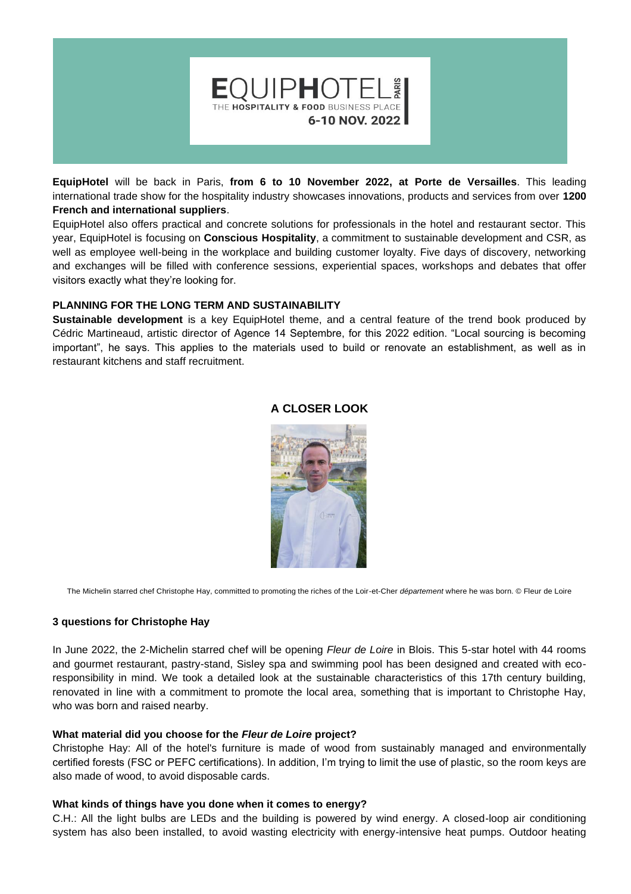EQUIPHOTEL PARIS
THE HOSPITALITY & FOOD BUSINESS PLACE
6-10 NOV. 2022

**EquipHotel** will be back in Paris, **from 6 to 10 November 2022, at Porte de Versailles**. This leading international trade show for the hospitality industry showcases innovations, products and services from over **1200 French and international suppliers**.

EquipHotel also offers practical and concrete solutions for professionals in the hotel and restaurant sector. This year, EquipHotel is focusing on **Conscious Hospitality**, a commitment to sustainable development and CSR, as well as employee well-being in the workplace and building customer loyalty. Five days of discovery, networking and exchanges will be filled with conference sessions, experiential spaces, workshops and debates that offer visitors exactly what they're looking for.

## PLANNING FOR THE LONG TERM AND SUSTAINABILITY

**Sustainable development** is a key EquipHotel theme, and a central feature of the trend book produced by Cédric Martineaud, artistic director of Agence 14 Septembre, for this 2022 edition. "Local sourcing is becoming important", he says. This applies to the materials used to build or renovate an establishment, as well as in restaurant kitchens and staff recruitment.

## A CLOSER LOOK

The Michelin starred chef Christophe Hay, committed to promoting the riches of the Loir-et-Cher *département* where he was born. © Fleur de Loire

### 3 questions for Christophe Hay

In June 2022, the 2-Michelin starred chef will be opening *Fleur de Loire* in Blois. This 5-star hotel with 44 rooms and gourmet restaurant, pastry-stand, Sisley spa and swimming pool has been designed and created with eco-responsibility in mind. We took a detailed look at the sustainable characteristics of this 17th century building, renovated in line with a commitment to promote the local area, something that is important to Christophe Hay, who was born and raised nearby.

**What material did you choose for the *Fleur de Loire* project?**

Christophe Hay: All of the hotel's furniture is made of wood from sustainably managed and environmentally certified forests (FSC or PEFC certifications). In addition, I'm trying to limit the use of plastic, so the room keys are also made of wood, to avoid disposable cards.

**What kinds of things have you done when it comes to energy?**

C.H.: All the light bulbs are LEDs and the building is powered by wind energy. A closed-loop air conditioning system has also been installed, to avoid wasting electricity with energy-intensive heat pumps. Outdoor heating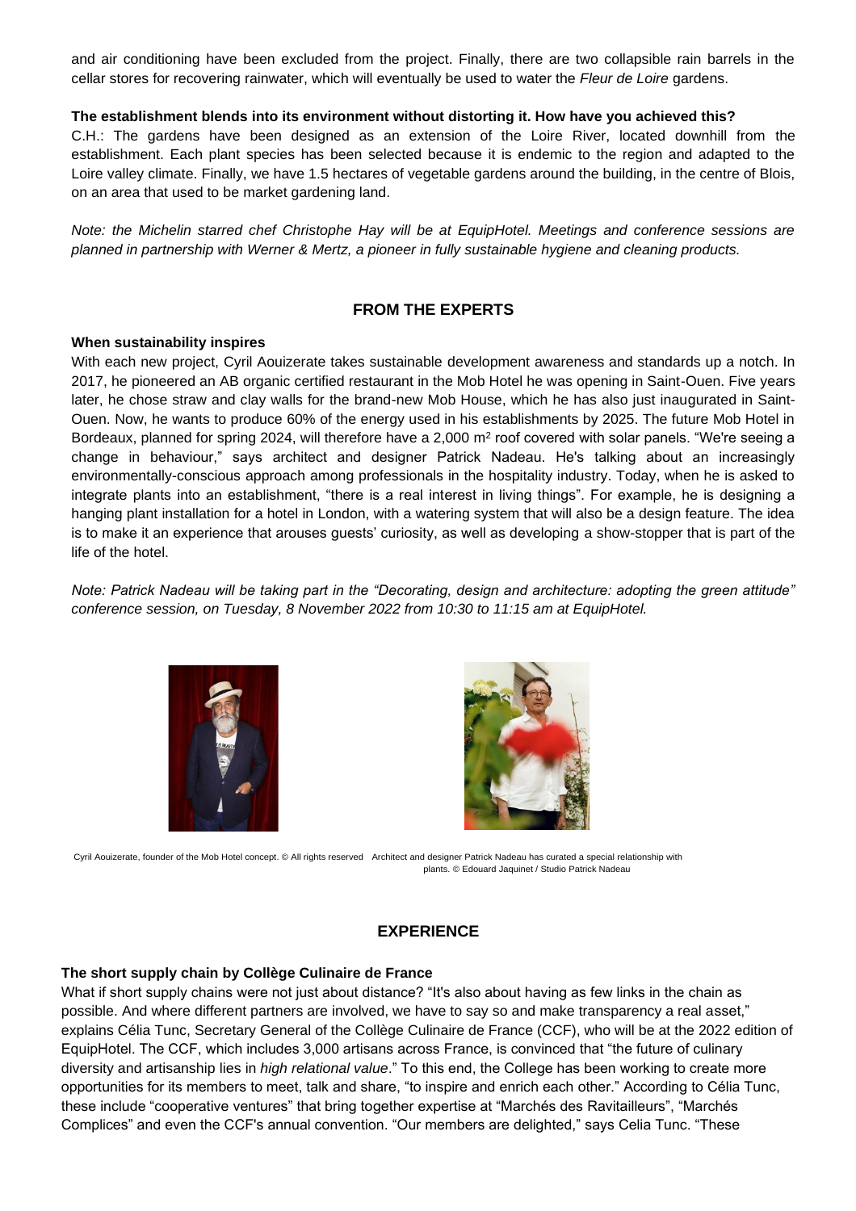and air conditioning have been excluded from the project. Finally, there are two collapsible rain barrels in the cellar stores for recovering rainwater, which will eventually be used to water the *Fleur de Loire* gardens.

**The establishment blends into its environment without distorting it. How have you achieved this?**

C.H.: The gardens have been designed as an extension of the Loire River, located downhill from the establishment. Each plant species has been selected because it is endemic to the region and adapted to the Loire valley climate. Finally, we have 1.5 hectares of vegetable gardens around the building, in the centre of Blois, on an area that used to be market gardening land.

*Note: the Michelin starred chef Christophe Hay will be at EquipHotel. Meetings and conference sessions are planned in partnership with Werner & Mertz, a pioneer in fully sustainable hygiene and cleaning products.*

## FROM THE EXPERTS

**When sustainability inspires**

With each new project, Cyril Aouizerate takes sustainable development awareness and standards up a notch. In 2017, he pioneered an AB organic certified restaurant in the Mob Hotel he was opening in Saint-Ouen. Five years later, he chose straw and clay walls for the brand-new Mob House, which he has also just inaugurated in Saint-Ouen. Now, he wants to produce 60% of the energy used in his establishments by 2025. The future Mob Hotel in Bordeaux, planned for spring 2024, will therefore have a 2,000 $m^2$ roof covered with solar panels. "We're seeing a change in behaviour," says architect and designer Patrick Nadeau. He's talking about an increasingly environmentally-conscious approach among professionals in the hospitality industry. Today, when he is asked to integrate plants into an establishment, "there is a real interest in living things". For example, he is designing a hanging plant installation for a hotel in London, with a watering system that will also be a design feature. The idea is to make it an experience that arouses guests' curiosity, as well as developing a show-stopper that is part of the life of the hotel.

*Note: Patrick Nadeau will be taking part in the "Decorating, design and architecture: adopting the green attitude" conference session, on Tuesday, 8 November 2022 from 10:30 to 11:15 am at EquipHotel.*

Cyril Aouizerate, founder of the Mob Hotel concept. © All rights reserved

Architect and designer Patrick Nadeau has curated a special relationship with plants. © Edouard Jaquinet / Studio Patrick Nadeau

## EXPERIENCE

**The short supply chain by Collège Culinaire de France**

What if short supply chains were not just about distance? "It's also about having as few links in the chain as possible. And where different partners are involved, we have to say so and make transparency a real asset," explains Célia Tunc, Secretary General of the Collège Culinaire de France (CCF), who will be at the 2022 edition of EquipHotel. The CCF, which includes 3,000 artisans across France, is convinced that "the future of culinary diversity and artisanship lies in *high relational value*." To this end, the College has been working to create more opportunities for its members to meet, talk and share, "to inspire and enrich each other." According to Célia Tunc, these include "cooperative ventures" that bring together expertise at "Marchés des Ravitailleurs", "Marchés Complices" and even the CCF's annual convention. "Our members are delighted," says Celia Tunc. "These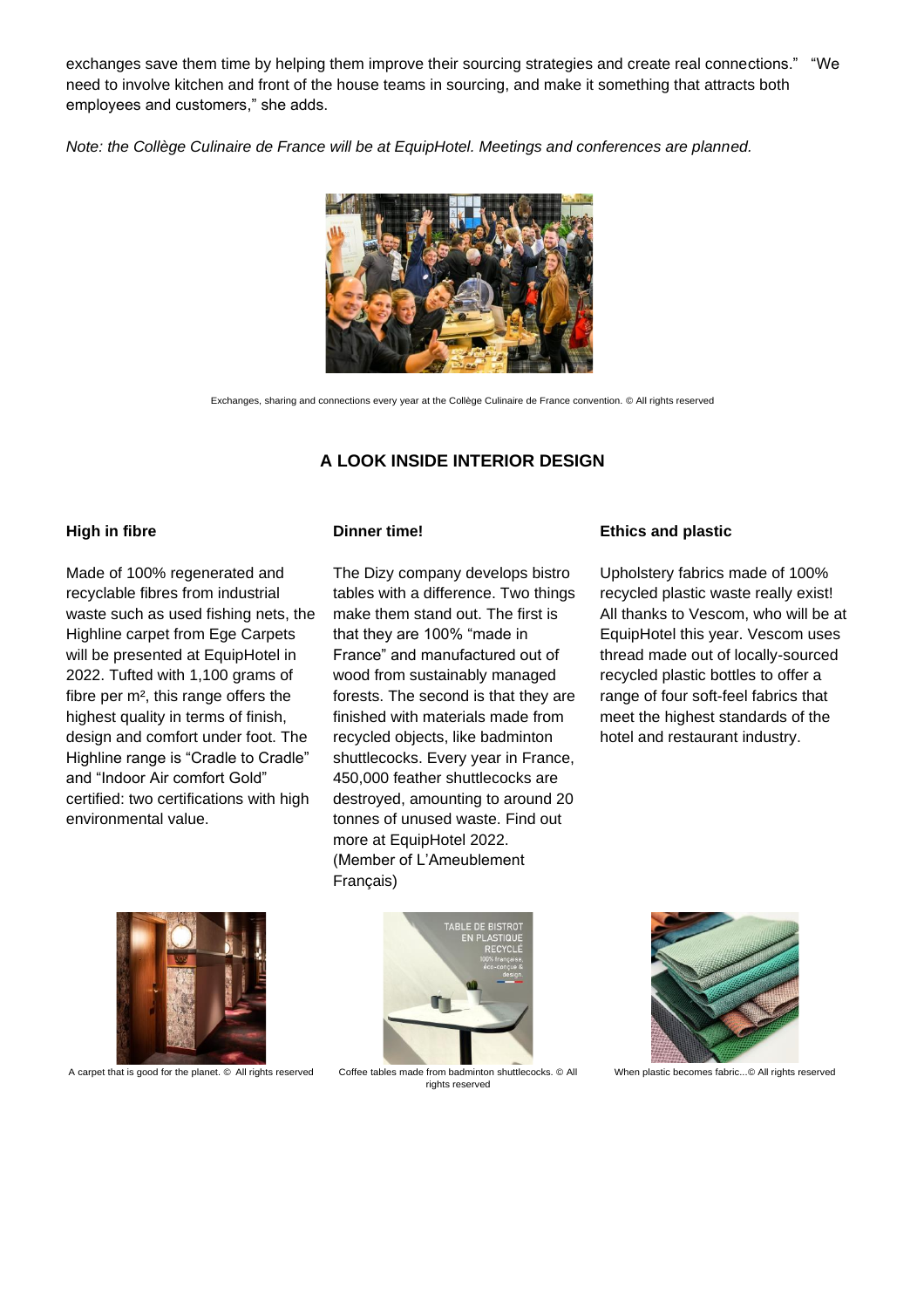exchanges save them time by helping them improve their sourcing strategies and create real connections." "We need to involve kitchen and front of the house teams in sourcing, and make it something that attracts both employees and customers," she adds.

*Note: the Collège Culinaire de France will be at EquipHotel. Meetings and conferences are planned.*

Exchanges, sharing and connections every year at the Collège Culinaire de France convention. © All rights reserved

## A LOOK INSIDE INTERIOR DESIGN

**High in fibre**

Made of 100% regenerated and recyclable fibres from industrial waste such as used fishing nets, the Highline carpet from Ege Carpets will be presented at EquipHotel in 2022. Tufted with 1,100 grams of fibre per m², this range offers the highest quality in terms of finish, design and comfort under foot. The Highline range is "Cradle to Cradle" and "Indoor Air comfort Gold" certified: two certifications with high environmental value.

**Dinner time!**

The Dizy company develops bistro tables with a difference. Two things make them stand out. The first is that they are 100% "made in France" and manufactured out of wood from sustainably managed forests. The second is that they are finished with materials made from recycled objects, like badminton shuttlecocks. Every year in France, 450,000 feather shuttlecocks are destroyed, amounting to around 20 tonnes of unused waste. Find out more at EquipHotel 2022. (Member of L'Ameublement Français)

**Ethics and plastic**

Upholstery fabrics made of 100% recycled plastic waste really exist! All thanks to Vescom, who will be at EquipHotel this year. Vescom uses thread made out of locally-sourced recycled plastic bottles to offer a range of four soft-feel fabrics that meet the highest standards of the hotel and restaurant industry.

A carpet that is good for the planet. © All rights reserved

Coffee tables made from badminton shuttlecocks. © All rights reserved

When plastic becomes fabric...© All rights reserved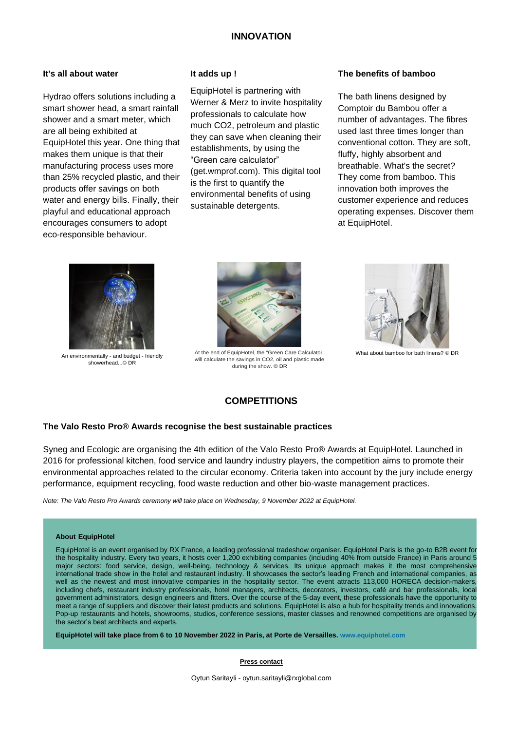# INNOVATION

### It's all about water

Hydrao offers solutions including a smart shower head, a smart rainfall shower and a smart meter, which are all being exhibited at EquipHotel this year. One thing that makes them unique is that their manufacturing process uses more than 25% recycled plastic, and their products offer savings on both water and energy bills. Finally, their playful and educational approach encourages consumers to adopt eco-responsible behaviour.

### It adds up !

EquipHotel is partnering with Werner & Merz to invite hospitality professionals to calculate how much $CO_2$, petroleum and plastic they can save when cleaning their establishments, by using the "Green care calculator" (get.wmprof.com). This digital tool is the first to quantify the environmental benefits of using sustainable detergents.

### The benefits of bamboo

The bath linens designed by Comptoir du Bambou offer a number of advantages. The fibres used last three times longer than conventional cotton. They are soft, fluffy, highly absorbent and breathable. What's the secret? They come from bamboo. This innovation both improves the customer experience and reduces operating expenses. Discover them at EquipHotel.

An environmentally - and budget - friendly showerhead...© DR

At the end of EquipHotel, the "Green Care Calculator" will calculate the savings in $CO_2$, oil and plastic made during the show. © DR

What about bamboo for bath linens? © DR

# COMPETITIONS

### The Valo Resto Pro® Awards recognise the best sustainable practices

Syneg and Ecologic are organising the 4th edition of the Valo Resto Pro® Awards at EquipHotel. Launched in 2016 for professional kitchen, food service and laundry industry players, the competition aims to promote their environmental approaches related to the circular economy. Criteria taken into account by the jury include energy performance, equipment recycling, food waste reduction and other bio-waste management practices.

*Note: The Valo Resto Pro Awards ceremony will take place on Wednesday, 9 November 2022 at EquipHotel.*

**About EquipHotel**

EquipHotel is an event organised by RX France, a leading professional tradeshow organiser. EquipHotel Paris is the go-to B2B event for the hospitality industry. Every two years, it hosts over 1,200 exhibiting companies (including 40% from outside France) in Paris around 5 major sectors: food service, design, well-being, technology & services. Its unique approach makes it the most comprehensive international trade show in the hotel and restaurant industry. It showcases the sector's leading French and international companies, as well as the newest and most innovative companies in the hospitality sector. The event attracts 113,000 HORECA decision-makers, including chefs, restaurant industry professionals, hotel managers, architects, decorators, investors, café and bar professionals, local government administrators, design engineers and fitters. Over the course of the 5-day event, these professionals have the opportunity to meet a range of suppliers and discover their latest products and solutions. EquipHotel is also a hub for hospitality trends and innovations. Pop-up restaurants and hotels, showrooms, studios, conference sessions, master classes and renowned competitions are organised by the sector's best architects and experts.

**EquipHotel will take place from 6 to 10 November 2022 in Paris, at Porte de Versailles. www.equiphotel.com**

**Press contact**

Oytun Saritayli - oytun.saritayli@rxglobal.com